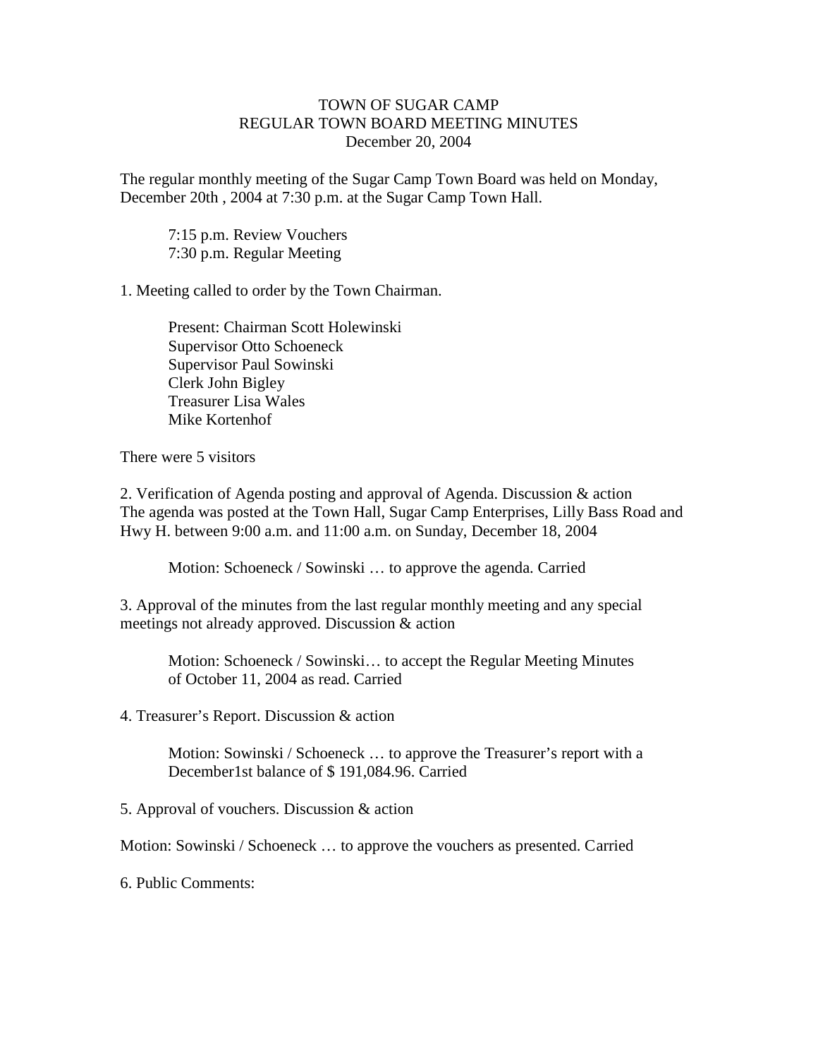# TOWN OF SUGAR CAMP
## REGULAR TOWN BOARD MEETING MINUTES
### December 20, 2004

The regular monthly meeting of the Sugar Camp Town Board was held on Monday, December 20th , 2004 at 7:30 p.m. at the Sugar Camp Town Hall.

> 7:15 p.m. Review Vouchers
> 7:30 p.m. Regular Meeting

1. Meeting called to order by the Town Chairman.

> Present: Chairman Scott Holewinski
> Supervisor Otto Schoeneck
> Supervisor Paul Sowinski
> Clerk John Bigley
> Treasurer Lisa Wales
> Mike Kortenhof

There were 5 visitors

2. Verification of Agenda posting and approval of Agenda. Discussion & action
The agenda was posted at the Town Hall, Sugar Camp Enterprises, Lilly Bass Road and Hwy H. between 9:00 a.m. and 11:00 a.m. on Sunday, December 18, 2004

> Motion: Schoeneck / Sowinski … to approve the agenda. Carried

3. Approval of the minutes from the last regular monthly meeting and any special meetings not already approved. Discussion & action

> Motion: Schoeneck / Sowinski… to accept the Regular Meeting Minutes of October 11, 2004 as read. Carried

4. Treasurer's Report. Discussion & action

> Motion: Sowinski / Schoeneck … to approve the Treasurer's report with a December1st balance of $ 191,084.96. Carried

5. Approval of vouchers. Discussion & action

Motion: Sowinski / Schoeneck … to approve the vouchers as presented. Carried

6. Public Comments: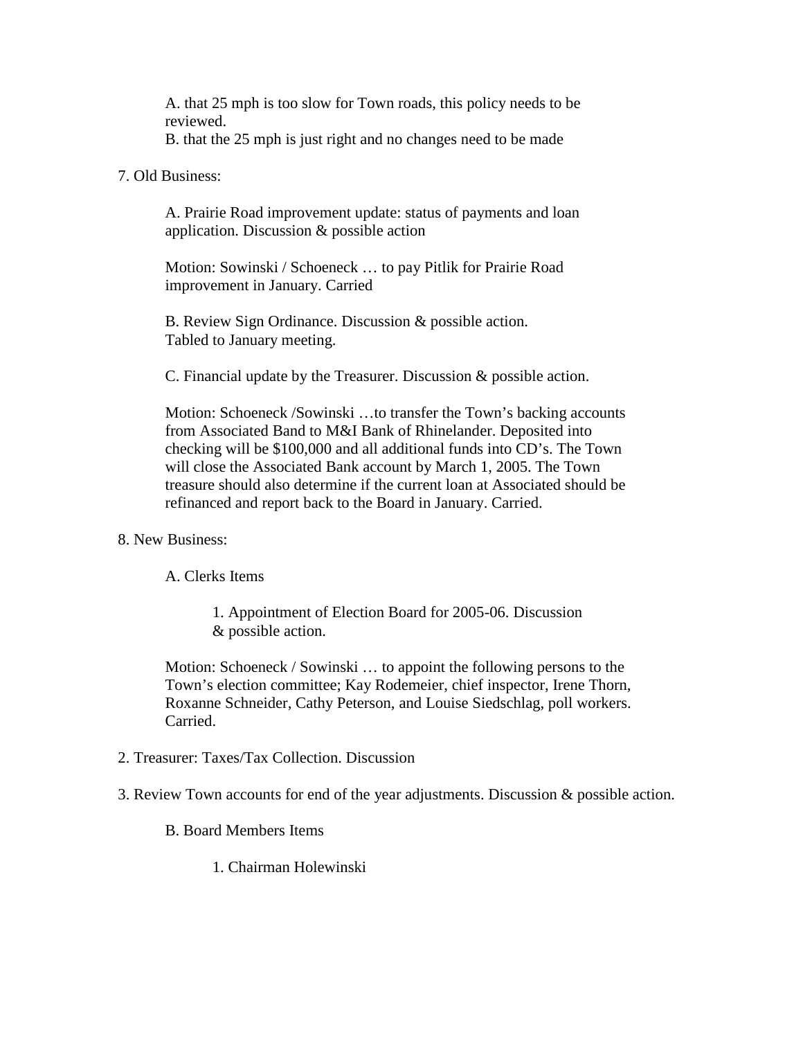A. that 25 mph is too slow for Town roads, this policy needs to be reviewed.
B. that the 25 mph is just right and no changes need to be made

7. Old Business:

A. Prairie Road improvement update: status of payments and loan application. Discussion & possible action

Motion: Sowinski / Schoeneck … to pay Pitlik for Prairie Road improvement in January. Carried

B. Review Sign Ordinance. Discussion & possible action.
Tabled to January meeting.

C. Financial update by the Treasurer. Discussion & possible action.

Motion: Schoeneck /Sowinski …to transfer the Town's backing accounts from Associated Band to M&I Bank of Rhinelander. Deposited into checking will be $100,000 and all additional funds into CD's. The Town will close the Associated Bank account by March 1, 2005. The Town treasure should also determine if the current loan at Associated should be refinanced and report back to the Board in January. Carried.

8. New Business:

A. Clerks Items

1. Appointment of Election Board for 2005-06. Discussion & possible action.

Motion: Schoeneck / Sowinski … to appoint the following persons to the Town's election committee; Kay Rodemeier, chief inspector, Irene Thorn, Roxanne Schneider, Cathy Peterson, and Louise Siedschlag, poll workers. Carried.

2. Treasurer: Taxes/Tax Collection. Discussion

3. Review Town accounts for end of the year adjustments. Discussion & possible action.

B. Board Members Items

1. Chairman Holewinski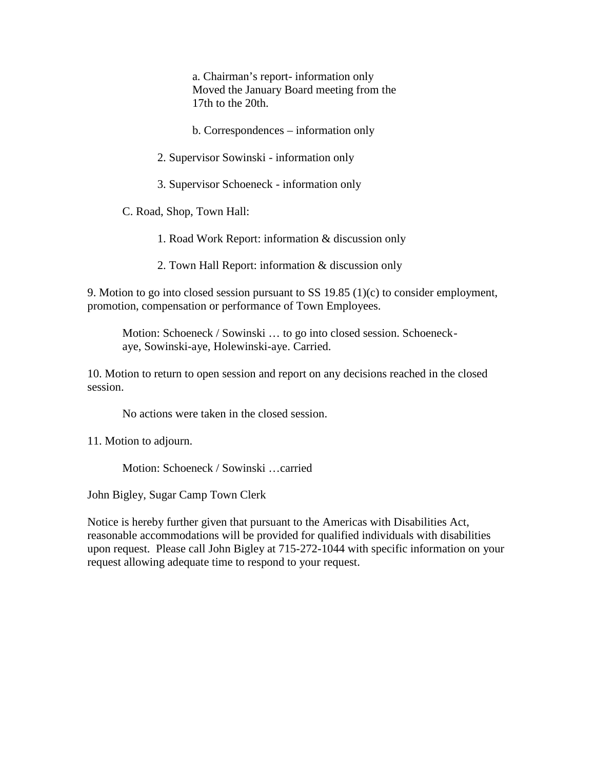a. Chairman's report- information only
Moved the January Board meeting from the 17th to the 20th.

b. Correspondences – information only

2. Supervisor Sowinski - information only

3. Supervisor Schoeneck - information only

C. Road, Shop, Town Hall:

1. Road Work Report: information & discussion only

2. Town Hall Report: information & discussion only

9. Motion to go into closed session pursuant to SS 19.85 (1)(c) to consider employment, promotion, compensation or performance of Town Employees.

Motion: Schoeneck / Sowinski … to go into closed session. Schoeneck-aye, Sowinski-aye, Holewinski-aye. Carried.

10. Motion to return to open session and report on any decisions reached in the closed session.

No actions were taken in the closed session.

11. Motion to adjourn.

Motion: Schoeneck / Sowinski …carried

John Bigley, Sugar Camp Town Clerk

Notice is hereby further given that pursuant to the Americas with Disabilities Act, reasonable accommodations will be provided for qualified individuals with disabilities upon request. Please call John Bigley at 715-272-1044 with specific information on your request allowing adequate time to respond to your request.